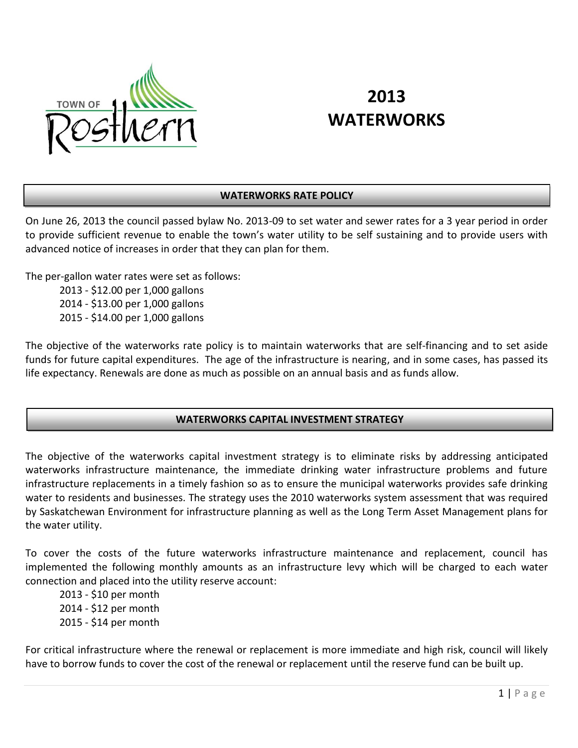TOWN OF Rosthern

# 2013 WATERWORKS

## WATERWORKS RATE POLICY

On June 26, 2013 the council passed bylaw No. 2013-09 to set water and sewer rates for a 3 year period in order to provide sufficient revenue to enable the town's water utility to be self sustaining and to provide users with advanced notice of increases in order that they can plan for them.

The per-gallon water rates were set as follows:

- 2013 - $12.00 per 1,000 gallons
- 2014 - $13.00 per 1,000 gallons
- 2015 - $14.00 per 1,000 gallons

The objective of the waterworks rate policy is to maintain waterworks that are self-financing and to set aside funds for future capital expenditures. The age of the infrastructure is nearing, and in some cases, has passed its life expectancy. Renewals are done as much as possible on an annual basis and as funds allow.

## WATERWORKS CAPITAL INVESTMENT STRATEGY

The objective of the waterworks capital investment strategy is to eliminate risks by addressing anticipated waterworks infrastructure maintenance, the immediate drinking water infrastructure problems and future infrastructure replacements in a timely fashion so as to ensure the municipal waterworks provides safe drinking water to residents and businesses. The strategy uses the 2010 waterworks system assessment that was required by Saskatchewan Environment for infrastructure planning as well as the Long Term Asset Management plans for the water utility.

To cover the costs of the future waterworks infrastructure maintenance and replacement, council has implemented the following monthly amounts as an infrastructure levy which will be charged to each water connection and placed into the utility reserve account:

- 2013 - $10 per month
- 2014 - $12 per month
- 2015 - $14 per month

For critical infrastructure where the renewal or replacement is more immediate and high risk, council will likely have to borrow funds to cover the cost of the renewal or replacement until the reserve fund can be built up.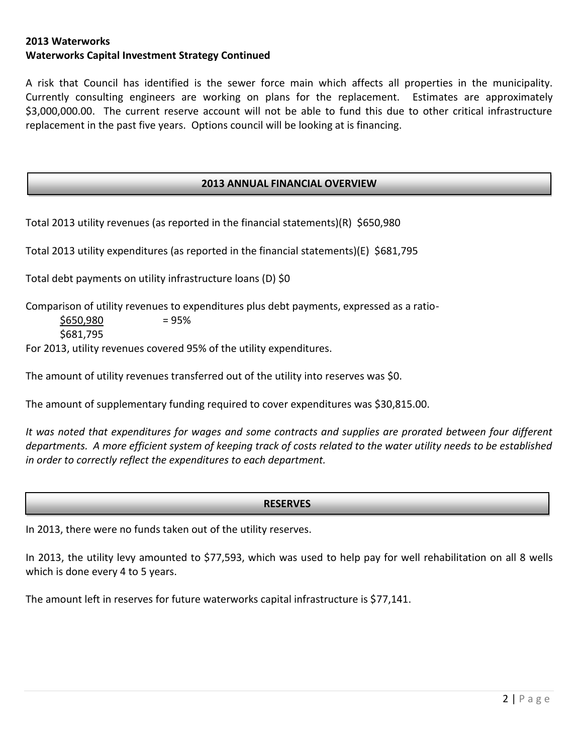**2013 Waterworks**
**Waterworks Capital Investment Strategy Continued**

A risk that Council has identified is the sewer force main which affects all properties in the municipality. Currently consulting engineers are working on plans for the replacement. Estimates are approximately \$3,000,000.00. The current reserve account will not be able to fund this due to other critical infrastructure replacement in the past five years. Options council will be looking at is financing.

## 2013 ANNUAL FINANCIAL OVERVIEW

Total 2013 utility revenues (as reported in the financial statements)(R) \$650,980

Total 2013 utility expenditures (as reported in the financial statements)(E) \$681,795

Total debt payments on utility infrastructure loans (D) \$0

Comparison of utility revenues to expenditures plus debt payments, expressed as a ratio-

$$\frac{\$650,980}{\$681,795} = 95\%$$

For 2013, utility revenues covered 95% of the utility expenditures.

The amount of utility revenues transferred out of the utility into reserves was \$0.

The amount of supplementary funding required to cover expenditures was \$30,815.00.

*It was noted that expenditures for wages and some contracts and supplies are prorated between four different departments. A more efficient system of keeping track of costs related to the water utility needs to be established in order to correctly reflect the expenditures to each department.*

## RESERVES

In 2013, there were no funds taken out of the utility reserves.

In 2013, the utility levy amounted to \$77,593, which was used to help pay for well rehabilitation on all 8 wells which is done every 4 to 5 years.

The amount left in reserves for future waterworks capital infrastructure is \$77,141.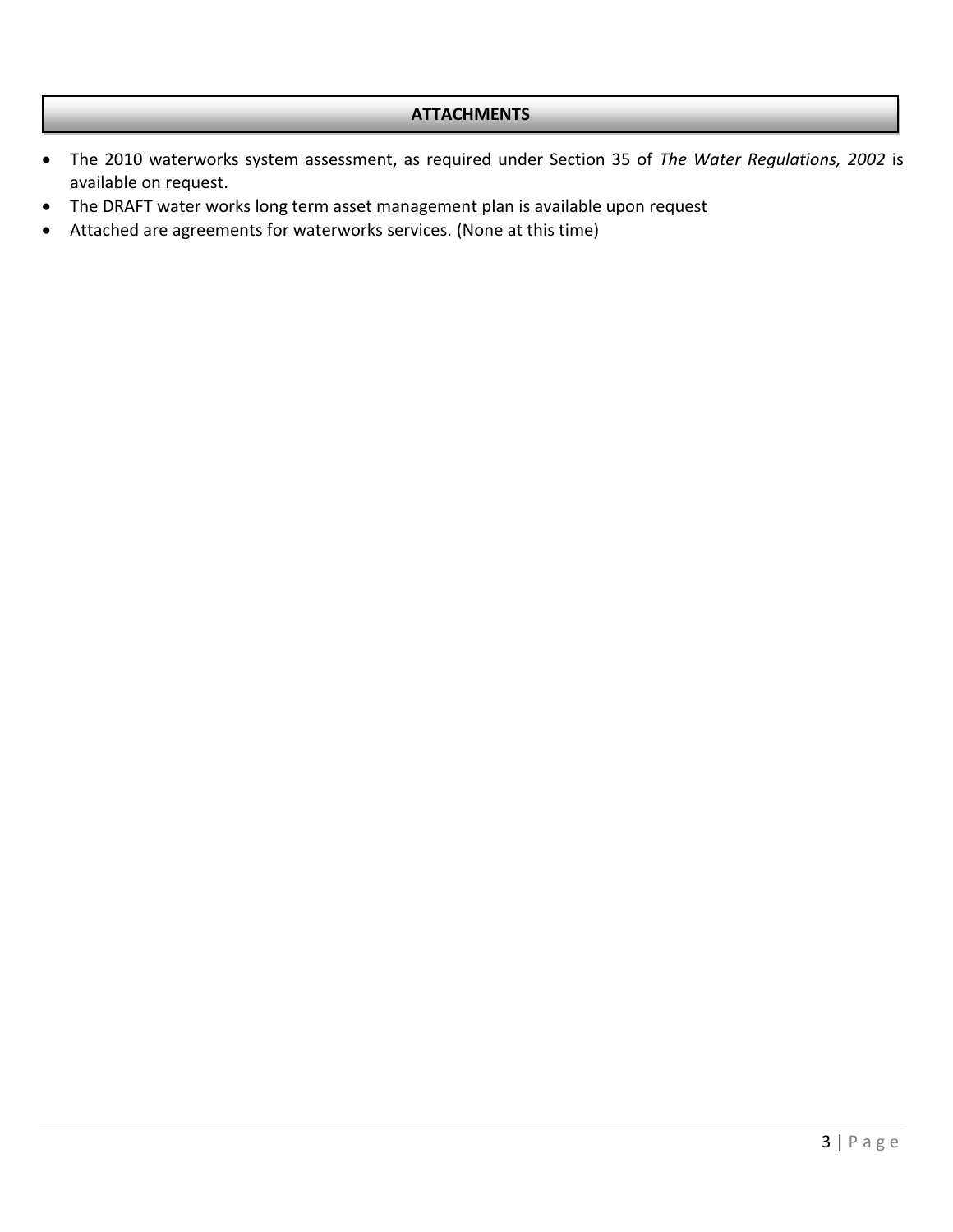## ATTACHMENTS

- The 2010 waterworks system assessment, as required under Section 35 of *The Water Regulations, 2002* is available on request.
- The DRAFT water works long term asset management plan is available upon request
- Attached are agreements for waterworks services. (None at this time)